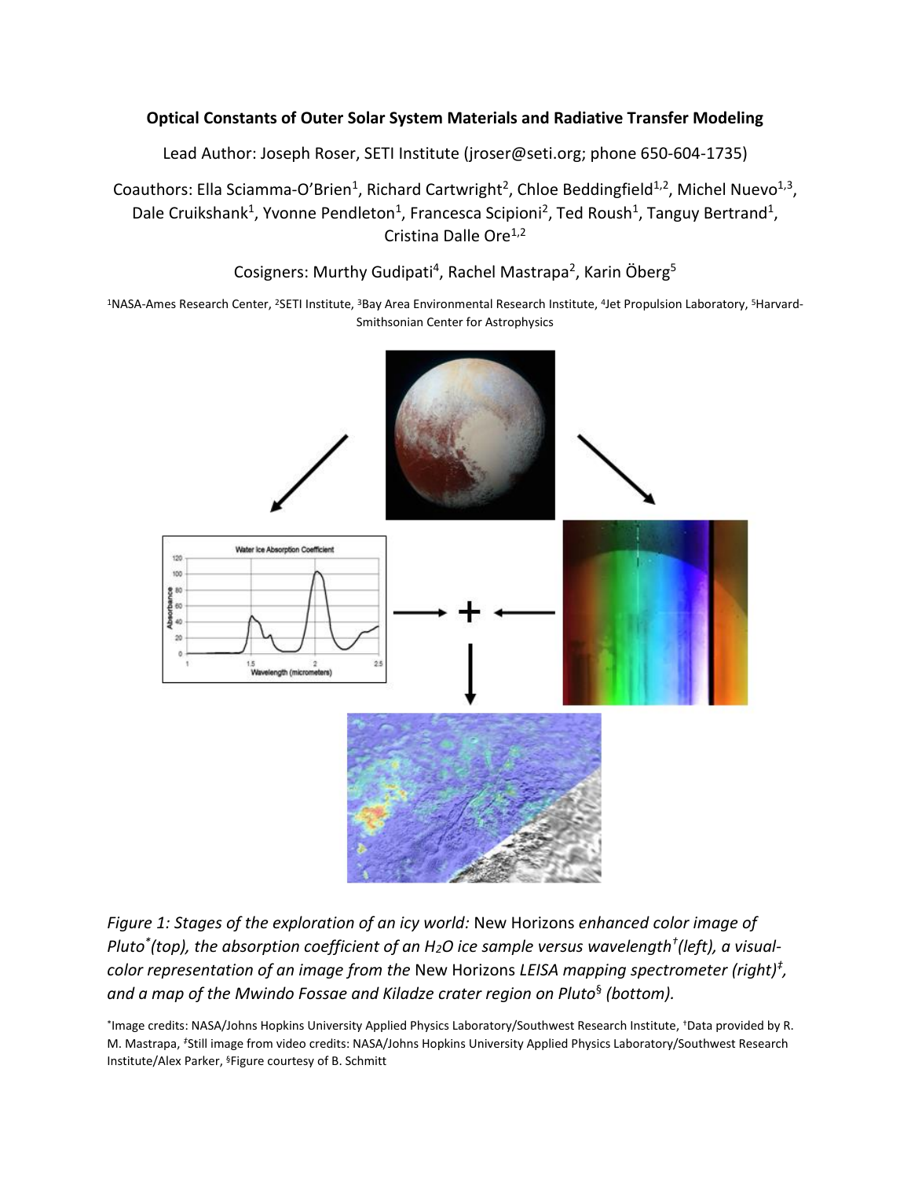**Optical Constants of Outer Solar System Materials and Radiative Transfer Modeling**

Lead Author: Joseph Roser, SETI Institute (jroser@seti.org; phone 650-604-1735)

Coauthors: Ella Sciamma-O'Brien[1], Richard Cartwright[2], Chloe Beddingfield[1,2], Michel Nuevo[1,3], Dale Cruikshank[1], Yvonne Pendleton[1], Francesca Scipioni[2], Ted Roush[1], Tanguy Bertrand[1], Cristina Dalle Ore[1,2]

Cosigners: Murthy Gudipati[4], Rachel Mastrapa[2], Karin Öberg[5]

[1]NASA-Ames Research Center, [2]SETI Institute, [3]Bay Area Environmental Research Institute, [4]Jet Propulsion Laboratory, [5]Harvard-Smithsonian Center for Astrophysics

*Figure 1: Stages of the exploration of an icy world:* New Horizons *enhanced color image of Pluto*(top), the absorption coefficient of an $H_2O$ ice sample versus wavelength†(left), a visual-color representation of an image from the* New Horizons *LEISA mapping spectrometer (right)‡, and a map of the Mwindo Fossae and Kiladze crater region on Pluto§ (bottom).*

*Image credits: NASA/Johns Hopkins University Applied Physics Laboratory/Southwest Research Institute, †Data provided by R. M. Mastrapa, ‡Still image from video credits: NASA/Johns Hopkins University Applied Physics Laboratory/Southwest Research Institute/Alex Parker, §Figure courtesy of B. Schmitt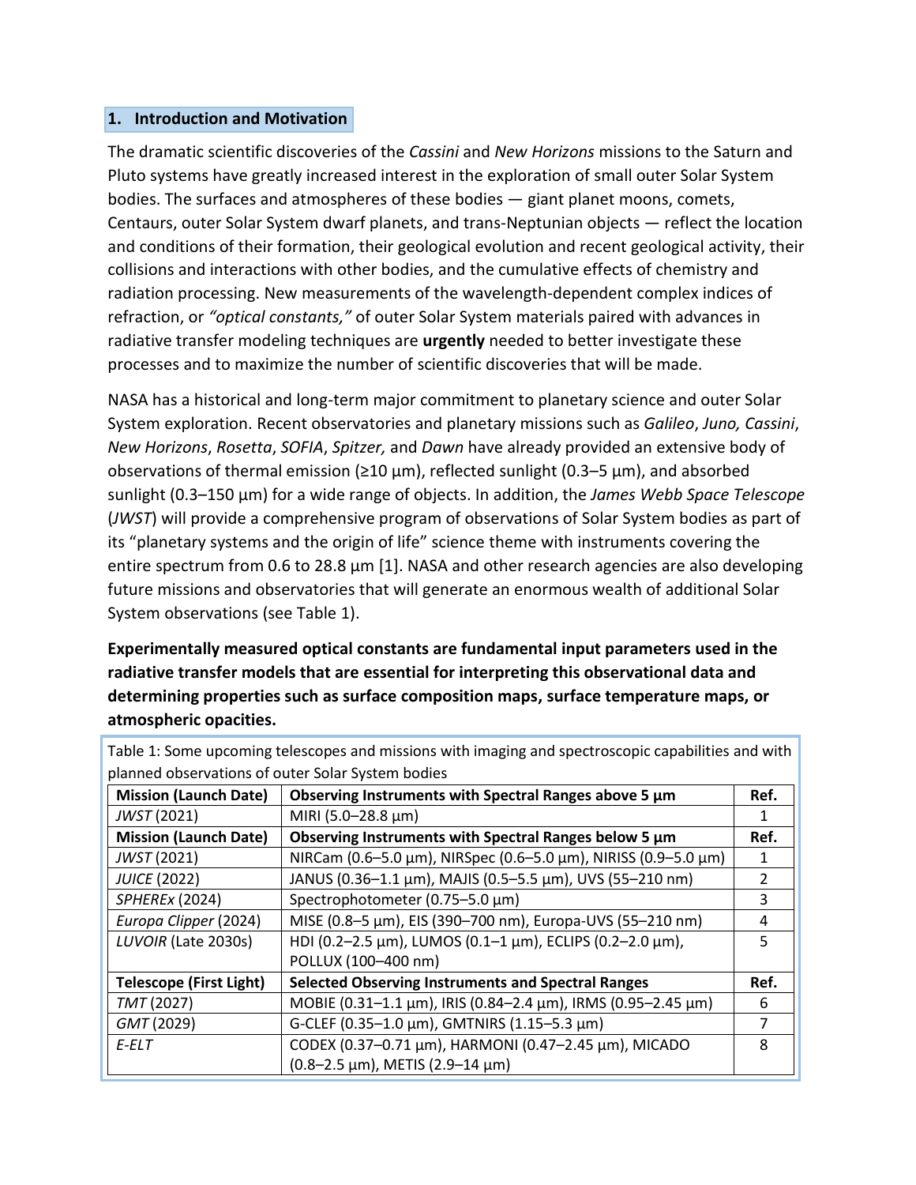## 1. Introduction and Motivation

The dramatic scientific discoveries of the *Cassini* and *New Horizons* missions to the Saturn and Pluto systems have greatly increased interest in the exploration of small outer Solar System bodies. The surfaces and atmospheres of these bodies — giant planet moons, comets, Centaurs, outer Solar System dwarf planets, and trans-Neptunian objects — reflect the location and conditions of their formation, their geological evolution and recent geological activity, their collisions and interactions with other bodies, and the cumulative effects of chemistry and radiation processing. New measurements of the wavelength-dependent complex indices of refraction, or *"optical constants,"* of outer Solar System materials paired with advances in radiative transfer modeling techniques are **urgently** needed to better investigate these processes and to maximize the number of scientific discoveries that will be made.

NASA has a historical and long-term major commitment to planetary science and outer Solar System exploration. Recent observatories and planetary missions such as *Galileo*, *Juno, Cassini*, *New Horizons*, *Rosetta*, *SOFIA*, *Spitzer,* and *Dawn* have already provided an extensive body of observations of thermal emission (≥10 µm), reflected sunlight (0.3–5 µm), and absorbed sunlight (0.3–150 µm) for a wide range of objects. In addition, the *James Webb Space Telescope* (*JWST*) will provide a comprehensive program of observations of Solar System bodies as part of its "planetary systems and the origin of life" science theme with instruments covering the entire spectrum from 0.6 to 28.8 µm [1]. NASA and other research agencies are also developing future missions and observatories that will generate an enormous wealth of additional Solar System observations (see Table 1).

**Experimentally measured optical constants are fundamental input parameters used in the radiative transfer models that are essential for interpreting this observational data and determining properties such as surface composition maps, surface temperature maps, or atmospheric opacities.**

Table 1: Some upcoming telescopes and missions with imaging and spectroscopic capabilities and with planned observations of outer Solar System bodies

| **Mission (Launch Date)** | **Observing Instruments with Spectral Ranges above 5 µm** | **Ref.** |
|---|---|---|
| *JWST* (2021) | MIRI (5.0–28.8 µm) | 1 |
| **Mission (Launch Date)** | **Observing Instruments with Spectral Ranges below 5 µm** | **Ref.** |
| *JWST* (2021) | NIRCam (0.6–5.0 µm), NIRSpec (0.6–5.0 µm), NIRISS (0.9–5.0 µm) | 1 |
| *JUICE* (2022) | JANUS (0.36–1.1 µm), MAJIS (0.5–5.5 µm), UVS (55–210 nm) | 2 |
| *SPHEREx* (2024) | Spectrophotometer (0.75–5.0 µm) | 3 |
| *Europa Clipper* (2024) | MISE (0.8–5 µm), EIS (390–700 nm), Europa-UVS (55–210 nm) | 4 |
| *LUVOIR* (Late 2030s) | HDI (0.2–2.5 µm), LUMOS (0.1–1 µm), ECLIPS (0.2–2.0 µm), POLLUX (100–400 nm) | 5 |
| **Telescope (First Light)** | **Selected Observing Instruments and Spectral Ranges** | **Ref.** |
| *TMT* (2027) | MOBIE (0.31–1.1 µm), IRIS (0.84–2.4 µm), IRMS (0.95–2.45 µm) | 6 |
| *GMT* (2029) | G-CLEF (0.35–1.0 µm), GMTNIRS (1.15–5.3 µm) | 7 |
| *E-ELT* | CODEX (0.37–0.71 µm), HARMONI (0.47–2.45 µm), MICADO (0.8–2.5 µm), METIS (2.9–14 µm) | 8 |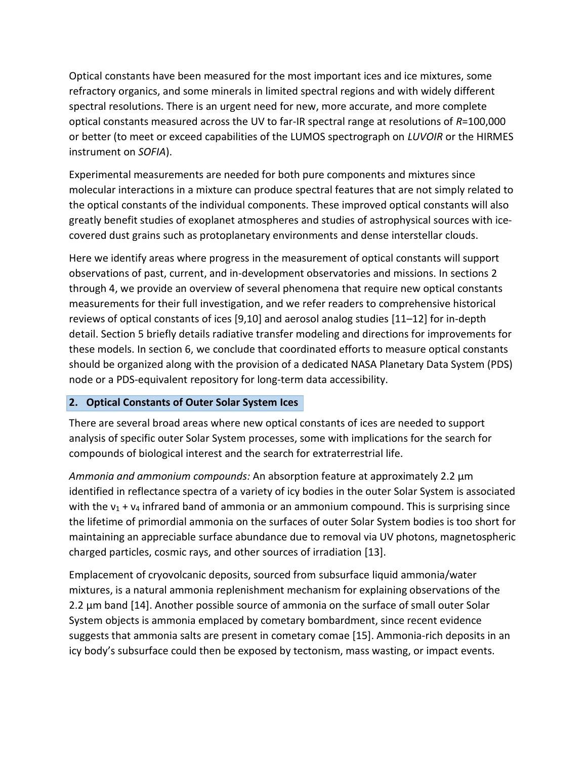Optical constants have been measured for the most important ices and ice mixtures, some refractory organics, and some minerals in limited spectral regions and with widely different spectral resolutions. There is an urgent need for new, more accurate, and more complete optical constants measured across the UV to far-IR spectral range at resolutions of $R$=100,000 or better (to meet or exceed capabilities of the LUMOS spectrograph on *LUVOIR* or the HIRMES instrument on *SOFIA*).

Experimental measurements are needed for both pure components and mixtures since molecular interactions in a mixture can produce spectral features that are not simply related to the optical constants of the individual components. These improved optical constants will also greatly benefit studies of exoplanet atmospheres and studies of astrophysical sources with ice-covered dust grains such as protoplanetary environments and dense interstellar clouds.

Here we identify areas where progress in the measurement of optical constants will support observations of past, current, and in-development observatories and missions. In sections 2 through 4, we provide an overview of several phenomena that require new optical constants measurements for their full investigation, and we refer readers to comprehensive historical reviews of optical constants of ices [9,10] and aerosol analog studies [11–12] for in-depth detail. Section 5 briefly details radiative transfer modeling and directions for improvements for these models. In section 6, we conclude that coordinated efforts to measure optical constants should be organized along with the provision of a dedicated NASA Planetary Data System (PDS) node or a PDS-equivalent repository for long-term data accessibility.

## 2. Optical Constants of Outer Solar System Ices

There are several broad areas where new optical constants of ices are needed to support analysis of specific outer Solar System processes, some with implications for the search for compounds of biological interest and the search for extraterrestrial life.

*Ammonia and ammonium compounds:* An absorption feature at approximately 2.2 µm identified in reflectance spectra of a variety of icy bodies in the outer Solar System is associated with the $\nu_1 + \nu_4$ infrared band of ammonia or an ammonium compound. This is surprising since the lifetime of primordial ammonia on the surfaces of outer Solar System bodies is too short for maintaining an appreciable surface abundance due to removal via UV photons, magnetospheric charged particles, cosmic rays, and other sources of irradiation [13].

Emplacement of cryovolcanic deposits, sourced from subsurface liquid ammonia/water mixtures, is a natural ammonia replenishment mechanism for explaining observations of the 2.2 µm band [14]. Another possible source of ammonia on the surface of small outer Solar System objects is ammonia emplaced by cometary bombardment, since recent evidence suggests that ammonia salts are present in cometary comae [15]. Ammonia-rich deposits in an icy body's subsurface could then be exposed by tectonism, mass wasting, or impact events.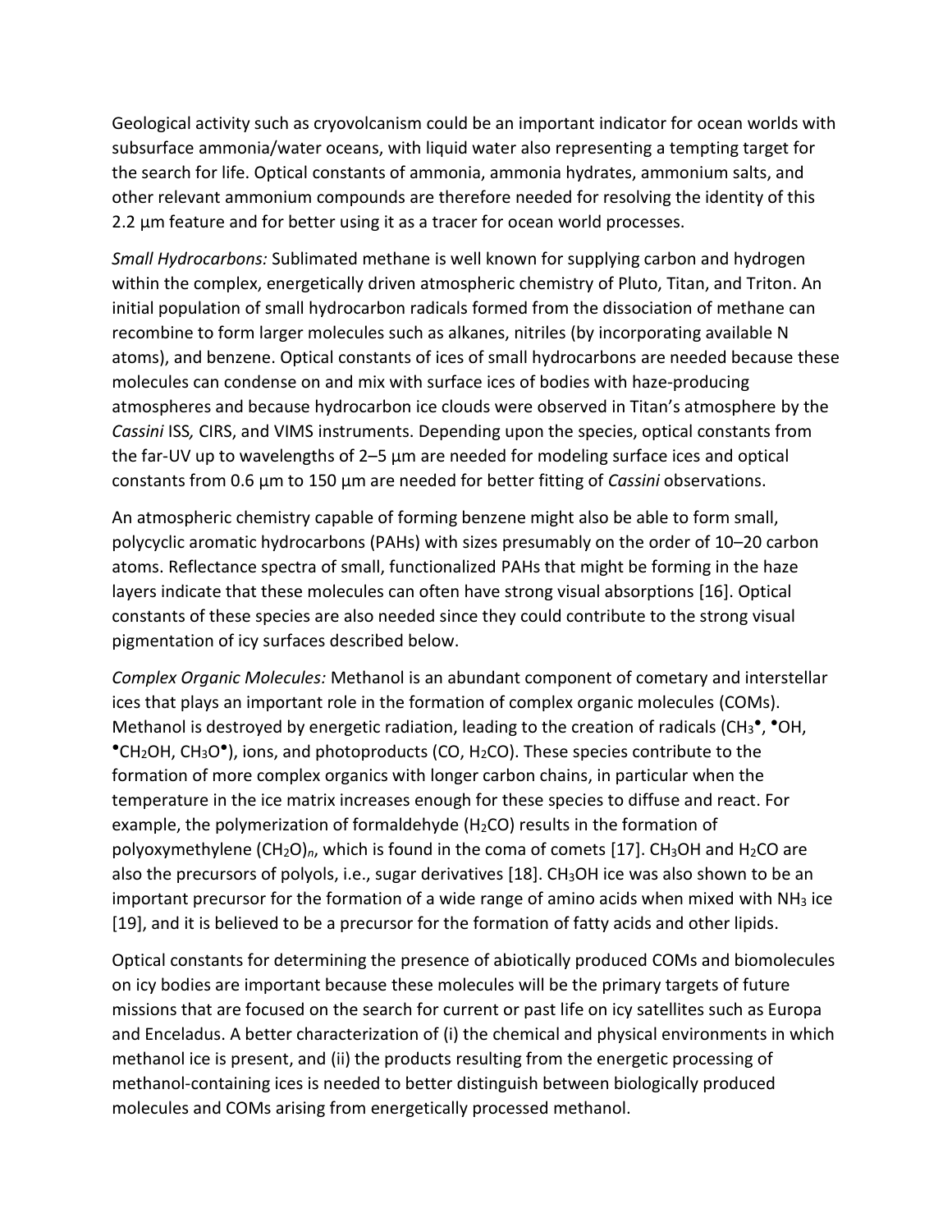Geological activity such as cryovolcanism could be an important indicator for ocean worlds with subsurface ammonia/water oceans, with liquid water also representing a tempting target for the search for life. Optical constants of ammonia, ammonia hydrates, ammonium salts, and other relevant ammonium compounds are therefore needed for resolving the identity of this 2.2 µm feature and for better using it as a tracer for ocean world processes.

*Small Hydrocarbons:* Sublimated methane is well known for supplying carbon and hydrogen within the complex, energetically driven atmospheric chemistry of Pluto, Titan, and Triton. An initial population of small hydrocarbon radicals formed from the dissociation of methane can recombine to form larger molecules such as alkanes, nitriles (by incorporating available N atoms), and benzene. Optical constants of ices of small hydrocarbons are needed because these molecules can condense on and mix with surface ices of bodies with haze-producing atmospheres and because hydrocarbon ice clouds were observed in Titan's atmosphere by the *Cassini* ISS*,* CIRS, and VIMS instruments. Depending upon the species, optical constants from the far-UV up to wavelengths of 2–5 µm are needed for modeling surface ices and optical constants from 0.6 µm to 150 µm are needed for better fitting of *Cassini* observations.

An atmospheric chemistry capable of forming benzene might also be able to form small, polycyclic aromatic hydrocarbons (PAHs) with sizes presumably on the order of 10–20 carbon atoms. Reflectance spectra of small, functionalized PAHs that might be forming in the haze layers indicate that these molecules can often have strong visual absorptions [16]. Optical constants of these species are also needed since they could contribute to the strong visual pigmentation of icy surfaces described below.

*Complex Organic Molecules:* Methanol is an abundant component of cometary and interstellar ices that plays an important role in the formation of complex organic molecules (COMs). Methanol is destroyed by energetic radiation, leading to the creation of radicals ($CH_3^\bullet$, $^\bullet OH$, $^\bullet CH_2OH$, $CH_3O^\bullet$), ions, and photoproducts ($CO$, $H_2CO$). These species contribute to the formation of more complex organics with longer carbon chains, in particular when the temperature in the ice matrix increases enough for these species to diffuse and react. For example, the polymerization of formaldehyde ($H_2CO$) results in the formation of polyoxymethylene $(CH_2O)_n$, which is found in the coma of comets [17]. $CH_3OH$ and $H_2CO$ are also the precursors of polyols, i.e., sugar derivatives [18]. $CH_3OH$ ice was also shown to be an important precursor for the formation of a wide range of amino acids when mixed with $NH_3$ ice [19], and it is believed to be a precursor for the formation of fatty acids and other lipids.

Optical constants for determining the presence of abiotically produced COMs and biomolecules on icy bodies are important because these molecules will be the primary targets of future missions that are focused on the search for current or past life on icy satellites such as Europa and Enceladus. A better characterization of (i) the chemical and physical environments in which methanol ice is present, and (ii) the products resulting from the energetic processing of methanol-containing ices is needed to better distinguish between biologically produced molecules and COMs arising from energetically processed methanol.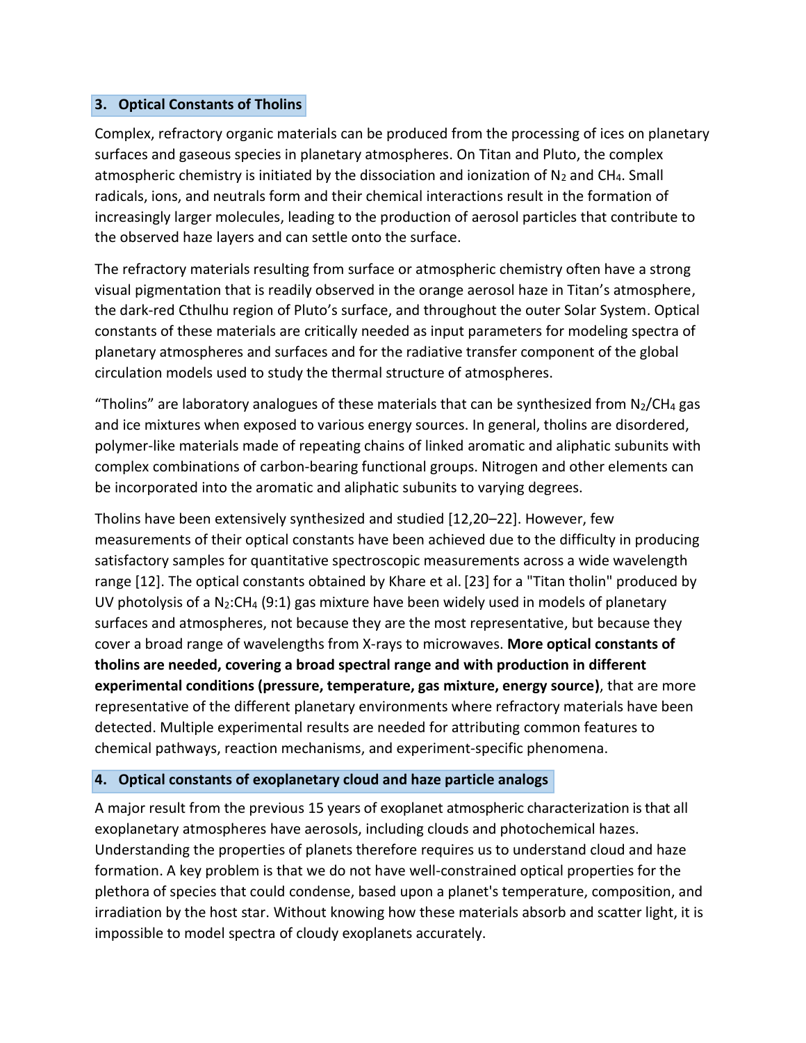## 3. Optical Constants of Tholins

Complex, refractory organic materials can be produced from the processing of ices on planetary surfaces and gaseous species in planetary atmospheres. On Titan and Pluto, the complex atmospheric chemistry is initiated by the dissociation and ionization of $N_2$ and $CH_4$. Small radicals, ions, and neutrals form and their chemical interactions result in the formation of increasingly larger molecules, leading to the production of aerosol particles that contribute to the observed haze layers and can settle onto the surface.

The refractory materials resulting from surface or atmospheric chemistry often have a strong visual pigmentation that is readily observed in the orange aerosol haze in Titan's atmosphere, the dark-red Cthulhu region of Pluto's surface, and throughout the outer Solar System. Optical constants of these materials are critically needed as input parameters for modeling spectra of planetary atmospheres and surfaces and for the radiative transfer component of the global circulation models used to study the thermal structure of atmospheres.

"Tholins" are laboratory analogues of these materials that can be synthesized from $N_2$/$CH_4$ gas and ice mixtures when exposed to various energy sources. In general, tholins are disordered, polymer-like materials made of repeating chains of linked aromatic and aliphatic subunits with complex combinations of carbon-bearing functional groups. Nitrogen and other elements can be incorporated into the aromatic and aliphatic subunits to varying degrees.

Tholins have been extensively synthesized and studied [12,20–22]. However, few measurements of their optical constants have been achieved due to the difficulty in producing satisfactory samples for quantitative spectroscopic measurements across a wide wavelength range [12]. The optical constants obtained by Khare et al. [23] for a "Titan tholin" produced by UV photolysis of a $N_2$:$CH_4$ (9:1) gas mixture have been widely used in models of planetary surfaces and atmospheres, not because they are the most representative, but because they cover a broad range of wavelengths from X-rays to microwaves. **More optical constants of tholins are needed, covering a broad spectral range and with production in different experimental conditions (pressure, temperature, gas mixture, energy source)**, that are more representative of the different planetary environments where refractory materials have been detected. Multiple experimental results are needed for attributing common features to chemical pathways, reaction mechanisms, and experiment-specific phenomena.

## 4. Optical constants of exoplanetary cloud and haze particle analogs

A major result from the previous 15 years of exoplanet atmospheric characterization is that all exoplanetary atmospheres have aerosols, including clouds and photochemical hazes. Understanding the properties of planets therefore requires us to understand cloud and haze formation. A key problem is that we do not have well-constrained optical properties for the plethora of species that could condense, based upon a planet's temperature, composition, and irradiation by the host star. Without knowing how these materials absorb and scatter light, it is impossible to model spectra of cloudy exoplanets accurately.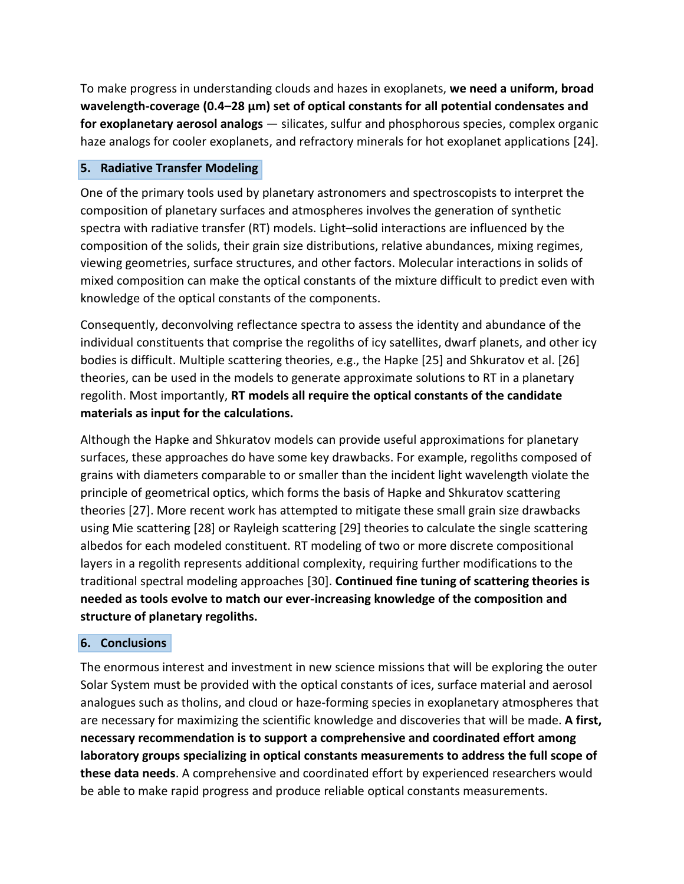To make progress in understanding clouds and hazes in exoplanets, **we need a uniform, broad wavelength-coverage (0.4–28 µm) set of optical constants for all potential condensates and for exoplanetary aerosol analogs** — silicates, sulfur and phosphorous species, complex organic haze analogs for cooler exoplanets, and refractory minerals for hot exoplanet applications [24].

## 5. Radiative Transfer Modeling

One of the primary tools used by planetary astronomers and spectroscopists to interpret the composition of planetary surfaces and atmospheres involves the generation of synthetic spectra with radiative transfer (RT) models. Light–solid interactions are influenced by the composition of the solids, their grain size distributions, relative abundances, mixing regimes, viewing geometries, surface structures, and other factors. Molecular interactions in solids of mixed composition can make the optical constants of the mixture difficult to predict even with knowledge of the optical constants of the components.

Consequently, deconvolving reflectance spectra to assess the identity and abundance of the individual constituents that comprise the regoliths of icy satellites, dwarf planets, and other icy bodies is difficult. Multiple scattering theories, e.g., the Hapke [25] and Shkuratov et al. [26] theories, can be used in the models to generate approximate solutions to RT in a planetary regolith. Most importantly, **RT models all require the optical constants of the candidate materials as input for the calculations.**

Although the Hapke and Shkuratov models can provide useful approximations for planetary surfaces, these approaches do have some key drawbacks. For example, regoliths composed of grains with diameters comparable to or smaller than the incident light wavelength violate the principle of geometrical optics, which forms the basis of Hapke and Shkuratov scattering theories [27]. More recent work has attempted to mitigate these small grain size drawbacks using Mie scattering [28] or Rayleigh scattering [29] theories to calculate the single scattering albedos for each modeled constituent. RT modeling of two or more discrete compositional layers in a regolith represents additional complexity, requiring further modifications to the traditional spectral modeling approaches [30]. **Continued fine tuning of scattering theories is needed as tools evolve to match our ever-increasing knowledge of the composition and structure of planetary regoliths.**

## 6. Conclusions

The enormous interest and investment in new science missions that will be exploring the outer Solar System must be provided with the optical constants of ices, surface material and aerosol analogues such as tholins, and cloud or haze-forming species in exoplanetary atmospheres that are necessary for maximizing the scientific knowledge and discoveries that will be made. **A first, necessary recommendation is to support a comprehensive and coordinated effort among laboratory groups specializing in optical constants measurements to address the full scope of these data needs**. A comprehensive and coordinated effort by experienced researchers would be able to make rapid progress and produce reliable optical constants measurements.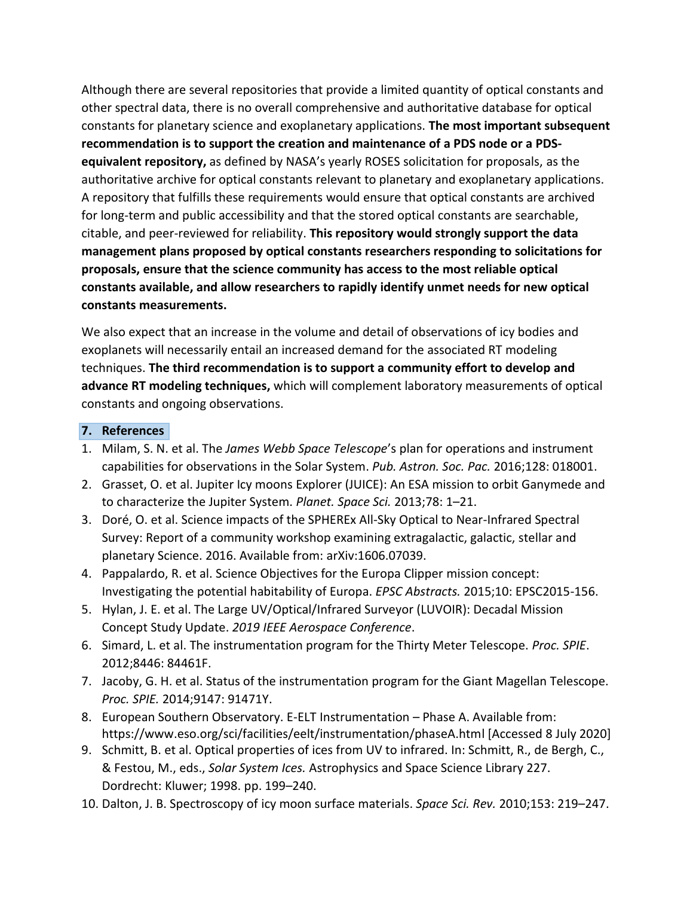Although there are several repositories that provide a limited quantity of optical constants and other spectral data, there is no overall comprehensive and authoritative database for optical constants for planetary science and exoplanetary applications. **The most important subsequent recommendation is to support the creation and maintenance of a PDS node or a PDS-equivalent repository,** as defined by NASA's yearly ROSES solicitation for proposals, as the authoritative archive for optical constants relevant to planetary and exoplanetary applications. A repository that fulfills these requirements would ensure that optical constants are archived for long-term and public accessibility and that the stored optical constants are searchable, citable, and peer-reviewed for reliability. **This repository would strongly support the data management plans proposed by optical constants researchers responding to solicitations for proposals, ensure that the science community has access to the most reliable optical constants available, and allow researchers to rapidly identify unmet needs for new optical constants measurements.**

We also expect that an increase in the volume and detail of observations of icy bodies and exoplanets will necessarily entail an increased demand for the associated RT modeling techniques. **The third recommendation is to support a community effort to develop and advance RT modeling techniques,** which will complement laboratory measurements of optical constants and ongoing observations.

## 7. References

1. Milam, S. N. et al. The *James Webb Space Telescope*'s plan for operations and instrument capabilities for observations in the Solar System. *Pub. Astron. Soc. Pac.* 2016;128: 018001.
2. Grasset, O. et al. Jupiter Icy moons Explorer (JUICE): An ESA mission to orbit Ganymede and to characterize the Jupiter System. *Planet. Space Sci.* 2013;78: 1–21.
3. Doré, O. et al. Science impacts of the SPHEREx All-Sky Optical to Near-Infrared Spectral Survey: Report of a community workshop examining extragalactic, galactic, stellar and planetary Science. 2016. Available from: arXiv:1606.07039.
4. Pappalardo, R. et al. Science Objectives for the Europa Clipper mission concept: Investigating the potential habitability of Europa. *EPSC Abstracts.* 2015;10: EPSC2015-156.
5. Hylan, J. E. et al. The Large UV/Optical/Infrared Surveyor (LUVOIR): Decadal Mission Concept Study Update. *2019 IEEE Aerospace Conference*.
6. Simard, L. et al. The instrumentation program for the Thirty Meter Telescope. *Proc. SPIE*. 2012;8446: 84461F.
7. Jacoby, G. H. et al. Status of the instrumentation program for the Giant Magellan Telescope. *Proc. SPIE.* 2014;9147: 91471Y.
8. European Southern Observatory. E-ELT Instrumentation – Phase A. Available from: https://www.eso.org/sci/facilities/eelt/instrumentation/phaseA.html [Accessed 8 July 2020]
9. Schmitt, B. et al. Optical properties of ices from UV to infrared. In: Schmitt, R., de Bergh, C., & Festou, M., eds., *Solar System Ices.* Astrophysics and Space Science Library 227. Dordrecht: Kluwer; 1998. pp. 199–240.
10. Dalton, J. B. Spectroscopy of icy moon surface materials. *Space Sci. Rev.* 2010;153: 219–247.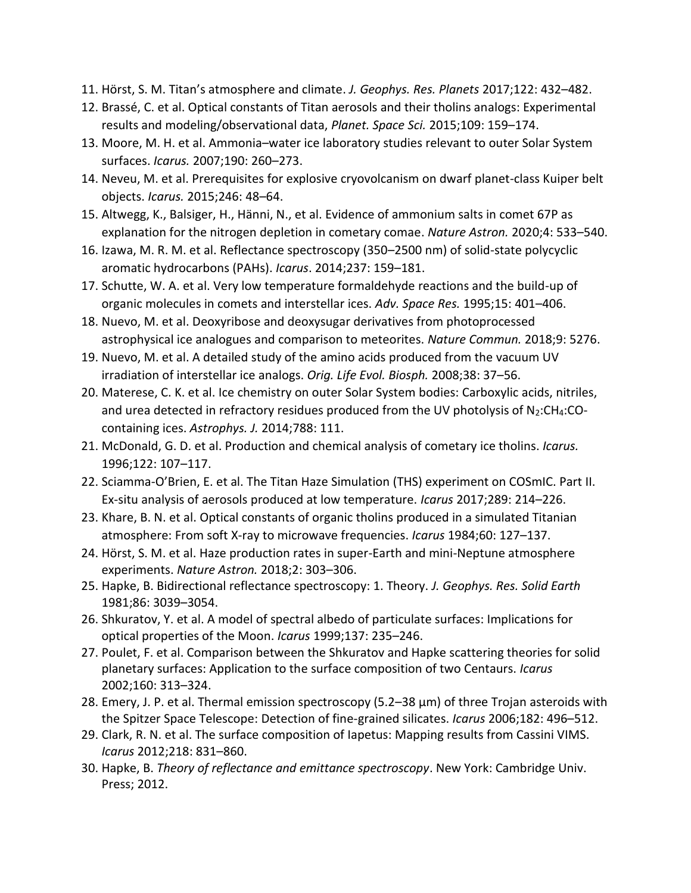11. Hörst, S. M. Titan's atmosphere and climate. *J. Geophys. Res. Planets* 2017;122: 432–482.
12. Brassé, C. et al. Optical constants of Titan aerosols and their tholins analogs: Experimental results and modeling/observational data, *Planet. Space Sci.* 2015;109: 159–174.
13. Moore, M. H. et al. Ammonia–water ice laboratory studies relevant to outer Solar System surfaces. *Icarus.* 2007;190: 260–273.
14. Neveu, M. et al. Prerequisites for explosive cryovolcanism on dwarf planet-class Kuiper belt objects. *Icarus.* 2015;246: 48–64.
15. Altwegg, K., Balsiger, H., Hänni, N., et al. Evidence of ammonium salts in comet 67P as explanation for the nitrogen depletion in cometary comae. *Nature Astron.* 2020;4: 533–540.
16. Izawa, M. R. M. et al. Reflectance spectroscopy (350–2500 nm) of solid-state polycyclic aromatic hydrocarbons (PAHs). *Icarus*. 2014;237: 159–181.
17. Schutte, W. A. et al. Very low temperature formaldehyde reactions and the build-up of organic molecules in comets and interstellar ices. *Adv. Space Res.* 1995;15: 401–406.
18. Nuevo, M. et al. Deoxyribose and deoxysugar derivatives from photoprocessed astrophysical ice analogues and comparison to meteorites. *Nature Commun.* 2018;9: 5276.
19. Nuevo, M. et al. A detailed study of the amino acids produced from the vacuum UV irradiation of interstellar ice analogs. *Orig. Life Evol. Biosph.* 2008;38: 37–56.
20. Materese, C. K. et al. Ice chemistry on outer Solar System bodies: Carboxylic acids, nitriles, and urea detected in refractory residues produced from the UV photolysis of $N_2$:$CH_4$:CO-containing ices. *Astrophys. J.* 2014;788: 111.
21. McDonald, G. D. et al. Production and chemical analysis of cometary ice tholins. *Icarus.* 1996;122: 107–117.
22. Sciamma-O'Brien, E. et al. The Titan Haze Simulation (THS) experiment on COSmIC. Part II. Ex-situ analysis of aerosols produced at low temperature. *Icarus* 2017;289: 214–226.
23. Khare, B. N. et al. Optical constants of organic tholins produced in a simulated Titanian atmosphere: From soft X-ray to microwave frequencies. *Icarus* 1984;60: 127–137.
24. Hörst, S. M. et al. Haze production rates in super-Earth and mini-Neptune atmosphere experiments. *Nature Astron.* 2018;2: 303–306.
25. Hapke, B. Bidirectional reflectance spectroscopy: 1. Theory. *J. Geophys. Res. Solid Earth* 1981;86: 3039–3054.
26. Shkuratov, Y. et al. A model of spectral albedo of particulate surfaces: Implications for optical properties of the Moon. *Icarus* 1999;137: 235–246.
27. Poulet, F. et al. Comparison between the Shkuratov and Hapke scattering theories for solid planetary surfaces: Application to the surface composition of two Centaurs. *Icarus* 2002;160: 313–324.
28. Emery, J. P. et al. Thermal emission spectroscopy (5.2–38 μm) of three Trojan asteroids with the Spitzer Space Telescope: Detection of fine-grained silicates. *Icarus* 2006;182: 496–512.
29. Clark, R. N. et al. The surface composition of Iapetus: Mapping results from Cassini VIMS. *Icarus* 2012;218: 831–860.
30. Hapke, B. *Theory of reflectance and emittance spectroscopy*. New York: Cambridge Univ. Press; 2012.